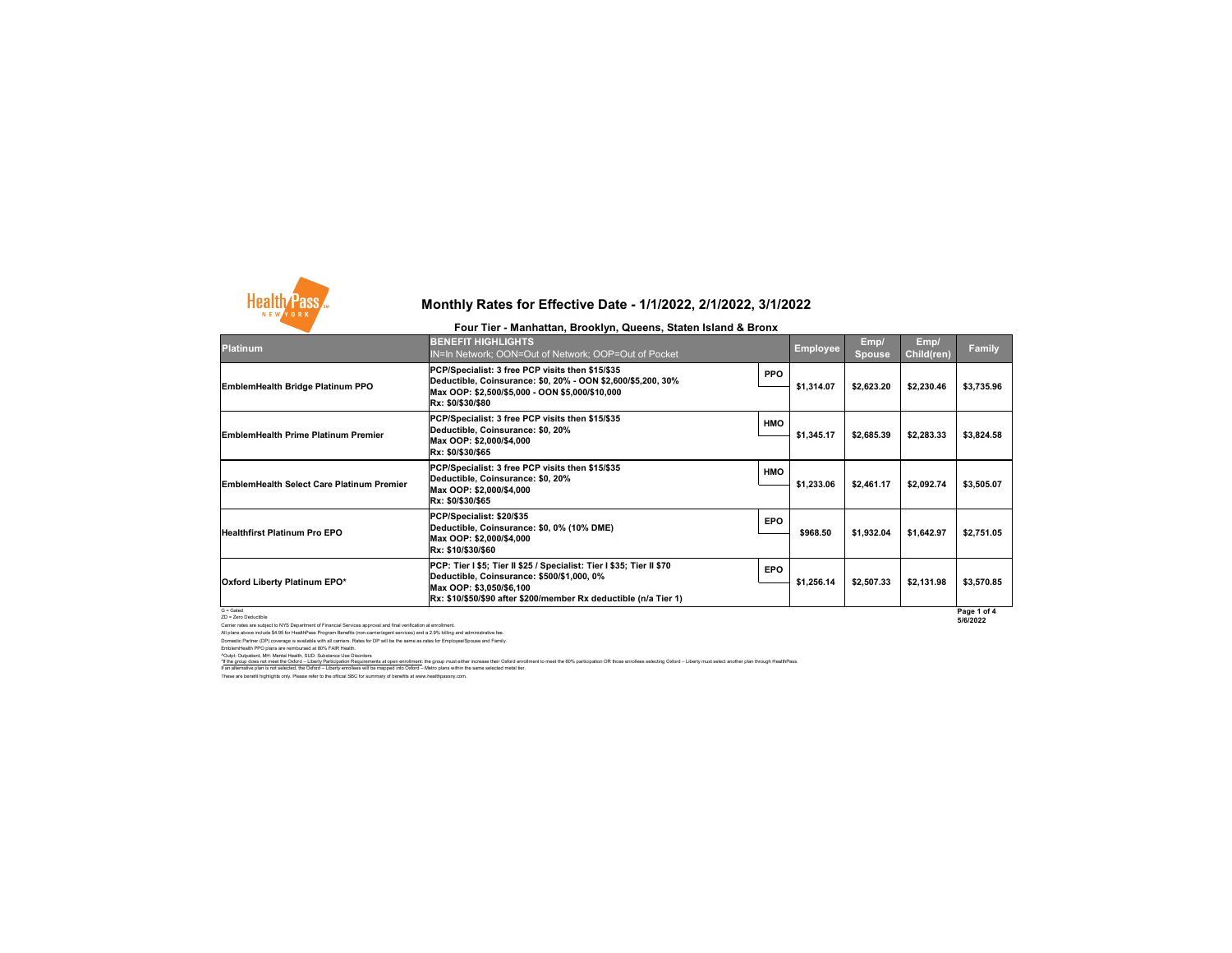# Monthly Rates for Effective Date - 1/1/2022, 2/1/2022, 3/1/2022

## Four Tier - Manhattan, Brooklyn, Queens, Staten Island & Bronx

| Platinum | BENEFIT HIGHLIGHTS<br>IN=In Network; OON=Out of Network; OOP=Out of Pocket | | Employee | Emp/ Spouse | Emp/ Child(ren) | Family |
|---|---|---|---|---|---|---|
| **EmblemHealth Bridge Platinum PPO** | **PCP/Specialist: 3 free PCP visits then $15/$35**<br>**Deductible, Coinsurance: $0, 20% - OON $2,600/$5,200, 30%**<br>**Max OOP: $2,500/$5,000 - OON $5,000/$10,000**<br>**Rx: $0/$30/$80** | **PPO** | **$1,314.07** | **$2,623.20** | **$2,230.46** | **$3,735.96** |
| **EmblemHealth Prime Platinum Premier** | **PCP/Specialist: 3 free PCP visits then $15/$35**<br>**Deductible, Coinsurance: $0, 20%**<br>**Max OOP: $2,000/$4,000**<br>**Rx: $0/$30/$65** | **HMO** | **$1,345.17** | **$2,685.39** | **$2,283.33** | **$3,824.58** |
| **EmblemHealth Select Care Platinum Premier** | **PCP/Specialist: 3 free PCP visits then $15/$35**<br>**Deductible, Coinsurance: $0, 20%**<br>**Max OOP: $2,000/$4,000**<br>**Rx: $0/$30/$65** | **HMO** | **$1,233.06** | **$2,461.17** | **$2,092.74** | **$3,505.07** |
| **Healthfirst Platinum Pro EPO** | **PCP/Specialist: $20/$35**<br>**Deductible, Coinsurance: $0, 0% (10% DME)**<br>**Max OOP: $2,000/$4,000**<br>**Rx: $10/$30/$60** | **EPO** | **$968.50** | **$1,932.04** | **$1,642.97** | **$2,751.05** |
| **Oxford Liberty Platinum EPO*** | **PCP: Tier I $5; Tier II $25 / Specialist: Tier I $35; Tier II $70**<br>**Deductible, Coinsurance: $500/$1,000, 0%**<br>**Max OOP: $3,050/$6,100**<br>**Rx: $10/$50/$90 after $200/member Rx deductible (n/a Tier 1)** | **EPO** | **$1,256.14** | **$2,507.33** | **$2,131.98** | **$3,570.85** |

G = Gated
ZD = Zero Deductible

5/6/2022

Carrier rates are subject to NYS Department of Financial Services approval and final verification at enrollment.
All plans above include $4.95 for HealthPass Program Benefits (non-carrier/agent services) and a 2.9% billing and administrative fee.
Domestic Partner (DP) coverage is available with all carriers. Rates for DP will be the same as rates for Employee/Spouse and Family.
EmblemHealth PPO plans are reimbursed at 80% FAIR Health.
^Outpt: Outpatient, MH: Mental Health, SUD: Substance Use Disorders
*If the group does not meet the Oxford – Liberty Participation Requirements at open enrollment: the group must either increase their Oxford enrollment to meet the 60% participation OR those enrollees selecting Oxford – Liberty must select another plan through HealthPass.
If an alternative plan is not selected, the Oxford – Liberty enrollees will be mapped into Oxford – Metro plans within the same selected metal tier.
These are benefit highlights only. Please refer to the official SBC for summary of benefits at www.healthpassny.com.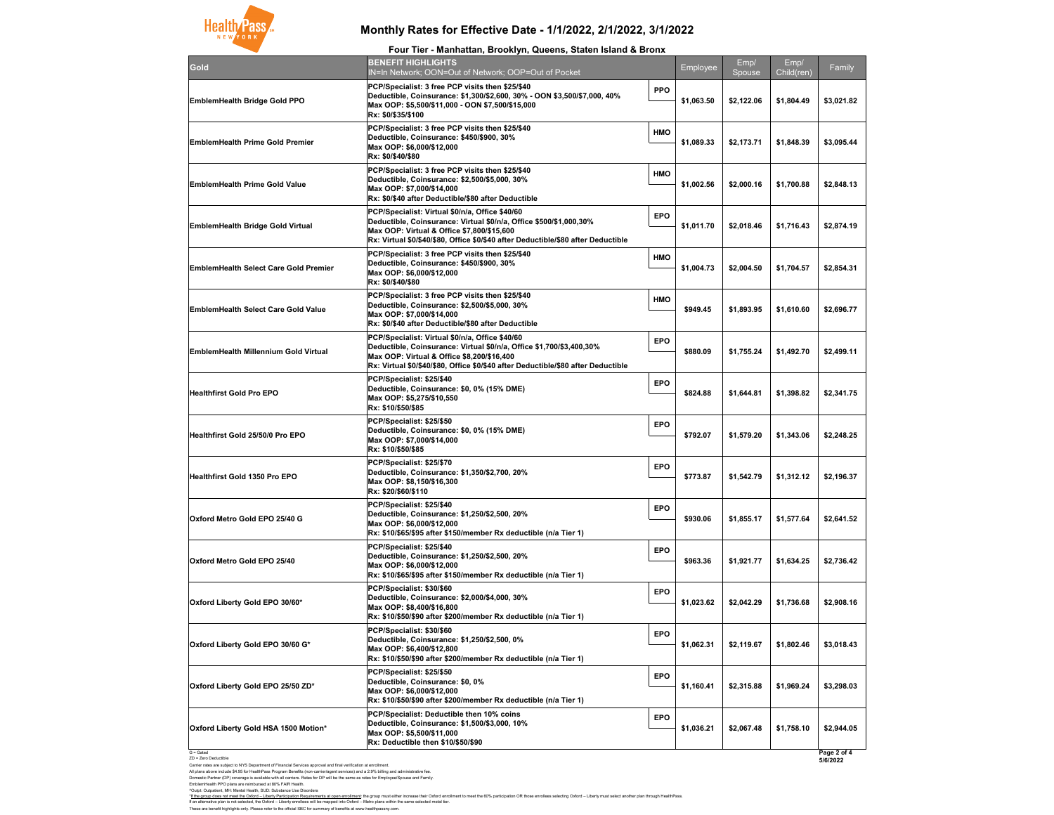## Monthly Rates for Effective Date - 1/1/2022, 2/1/2022, 3/1/2022

### Four Tier - Manhattan, Brooklyn, Queens, Staten Island & Bronx

| Gold | BENEFIT HIGHLIGHTS IN=In Network; OON=Out of Network; OOP=Out of Pocket | | Employee | Emp/ Spouse | Emp/ Child(ren) | Family |
|---|---|---|---|---|---|---|
| EmblemHealth Bridge Gold PPO | PCP/Specialist: 3 free PCP visits then $25/$40<br>Deductible, Coinsurance: $1,300/$2,600, 30% - OON $3,500/$7,000, 40%<br>Max OOP: $5,500/$11,000 - OON $7,500/$15,000<br>Rx: $0/$35/$100 | PPO | $1,063.50 | $2,122.06 | $1,804.49 | $3,021.82 |
| EmblemHealth Prime Gold Premier | PCP/Specialist: 3 free PCP visits then $25/$40<br>Deductible, Coinsurance: $450/$900, 30%<br>Max OOP: $6,000/$12,000<br>Rx: $0/$40/$80 | HMO | $1,089.33 | $2,173.71 | $1,848.39 | $3,095.44 |
| EmblemHealth Prime Gold Value | PCP/Specialist: 3 free PCP visits then $25/$40<br>Deductible, Coinsurance: $2,500/$5,000, 30%<br>Max OOP: $7,000/$14,000<br>Rx: $0/$40 after Deductible/$80 after Deductible | HMO | $1,002.56 | $2,000.16 | $1,700.88 | $2,848.13 |
| EmblemHealth Bridge Gold Virtual | PCP/Specialist: Virtual $0/n/a, Office $40/60<br>Deductible, Coinsurance: Virtual $0/n/a, Office $500/$1,000,30%<br>Max OOP: Virtual & Office $7,800/$15,600<br>Rx: Virtual $0/$40/$80, Office $0/$40 after Deductible/$80 after Deductible | EPO | $1,011.70 | $2,018.46 | $1,716.43 | $2,874.19 |
| EmblemHealth Select Care Gold Premier | PCP/Specialist: 3 free PCP visits then $25/$40<br>Deductible, Coinsurance: $450/$900, 30%<br>Max OOP: $6,000/$12,000<br>Rx: $0/$40/$80 | HMO | $1,004.73 | $2,004.50 | $1,704.57 | $2,854.31 |
| EmblemHealth Select Care Gold Value | PCP/Specialist: 3 free PCP visits then $25/$40<br>Deductible, Coinsurance: $2,500/$5,000, 30%<br>Max OOP: $7,000/$14,000<br>Rx: $0/$40 after Deductible/$80 after Deductible | HMO | $949.45 | $1,893.95 | $1,610.60 | $2,696.77 |
| EmblemHealth Millennium Gold Virtual | PCP/Specialist: Virtual $0/n/a, Office $40/60<br>Deductible, Coinsurance: Virtual $0/n/a, Office $1,700/$3,400,30%<br>Max OOP: Virtual & Office $8,200/$16,400<br>Rx: Virtual $0/$40/$80, Office $0/$40 after Deductible/$80 after Deductible | EPO | $880.09 | $1,755.24 | $1,492.70 | $2,499.11 |
| Healthfirst Gold Pro EPO | PCP/Specialist: $25/$40<br>Deductible, Coinsurance: $0, 0% (15% DME)<br>Max OOP: $5,275/$10,550<br>Rx: $10/$50/$85 | EPO | $824.88 | $1,644.81 | $1,398.82 | $2,341.75 |
| Healthfirst Gold 25/50/0 Pro EPO | PCP/Specialist: $25/$50<br>Deductible, Coinsurance: $0, 0% (15% DME)<br>Max OOP: $7,000/$14,000<br>Rx: $10/$50/$85 | EPO | $792.07 | $1,579.20 | $1,343.06 | $2,248.25 |
| Healthfirst Gold 1350 Pro EPO | PCP/Specialist: $25/$70<br>Deductible, Coinsurance: $1,350/$2,700, 20%<br>Max OOP: $8,150/$16,300<br>Rx: $20/$60/$110 | EPO | $773.87 | $1,542.79 | $1,312.12 | $2,196.37 |
| Oxford Metro Gold EPO 25/40 G | PCP/Specialist: $25/$40<br>Deductible, Coinsurance: $1,250/$2,500, 20%<br>Max OOP: $6,000/$12,000<br>Rx: $10/$65/$95 after $150/member Rx deductible (n/a Tier 1) | EPO | $930.06 | $1,855.17 | $1,577.64 | $2,641.52 |
| Oxford Metro Gold EPO 25/40 | PCP/Specialist: $25/$40<br>Deductible, Coinsurance: $1,250/$2,500, 20%<br>Max OOP: $6,000/$12,000<br>Rx: $10/$65/$95 after $150/member Rx deductible (n/a Tier 1) | EPO | $963.36 | $1,921.77 | $1,634.25 | $2,736.42 |
| Oxford Liberty Gold EPO 30/60* | PCP/Specialist: $30/$60<br>Deductible, Coinsurance: $2,000/$4,000, 30%<br>Max OOP: $8,400/$16,800<br>Rx: $10/$50/$90 after $200/member Rx deductible (n/a Tier 1) | EPO | $1,023.62 | $2,042.29 | $1,736.68 | $2,908.16 |
| Oxford Liberty Gold EPO 30/60 G* | PCP/Specialist: $30/$60<br>Deductible, Coinsurance: $1,250/$2,500, 0%<br>Max OOP: $6,400/$12,800<br>Rx: $10/$50/$90 after $200/member Rx deductible (n/a Tier 1) | EPO | $1,062.31 | $2,119.67 | $1,802.46 | $3,018.43 |
| Oxford Liberty Gold EPO 25/50 ZD* | PCP/Specialist: $25/$50<br>Deductible, Coinsurance: $0, 0%<br>Max OOP: $6,000/$12,000<br>Rx: $10/$50/$90 after $200/member Rx deductible (n/a Tier 1) | EPO | $1,160.41 | $2,315.88 | $1,969.24 | $3,298.03 |
| Oxford Liberty Gold HSA 1500 Motion* | PCP/Specialist: Deductible then 10% coins<br>Deductible, Coinsurance: $1,500/$3,000, 10%<br>Max OOP: $5,500/$11,000<br>Rx: Deductible then $10/$50/$90 | EPO | $1,036.21 | $2,067.48 | $1,758.10 | $2,944.05 |

G = Gated
ZD = Zero Deductible
Carrier rates are subject to NYS Department of Financial Services approval and final verification at enrollment.
All plans above include $4.95 for HealthPass Program Benefits (non-carrier/agent services) and a 2.9% billing and administrative fee.
Domestic Partner (DP) coverage is available with all carriers. Rates for DP will be the same as rates for Employee/Spouse and Family.
EmblemHealth PPO plans are reimbursed at 80% FAIR Health.
^Outpt: Outpatient, MH: Mental Health, SUD: Substance Use Disorders
*If the group does not meet the Oxford – Liberty Participation Requirements at open enrollment: the group must either increase their Oxford enrollment to meet the 60% participation OR those enrollees selecting Oxford – Liberty must select another plan through HealthPass.
If an alternative plan is not selected, the Oxford – Liberty enrollees will be mapped into Oxford – Metro plans within the same selected metal tier.
These are benefit highlights only. Please refer to the official SBC for summary of benefits at www.healthpassny.com.

5/6/2022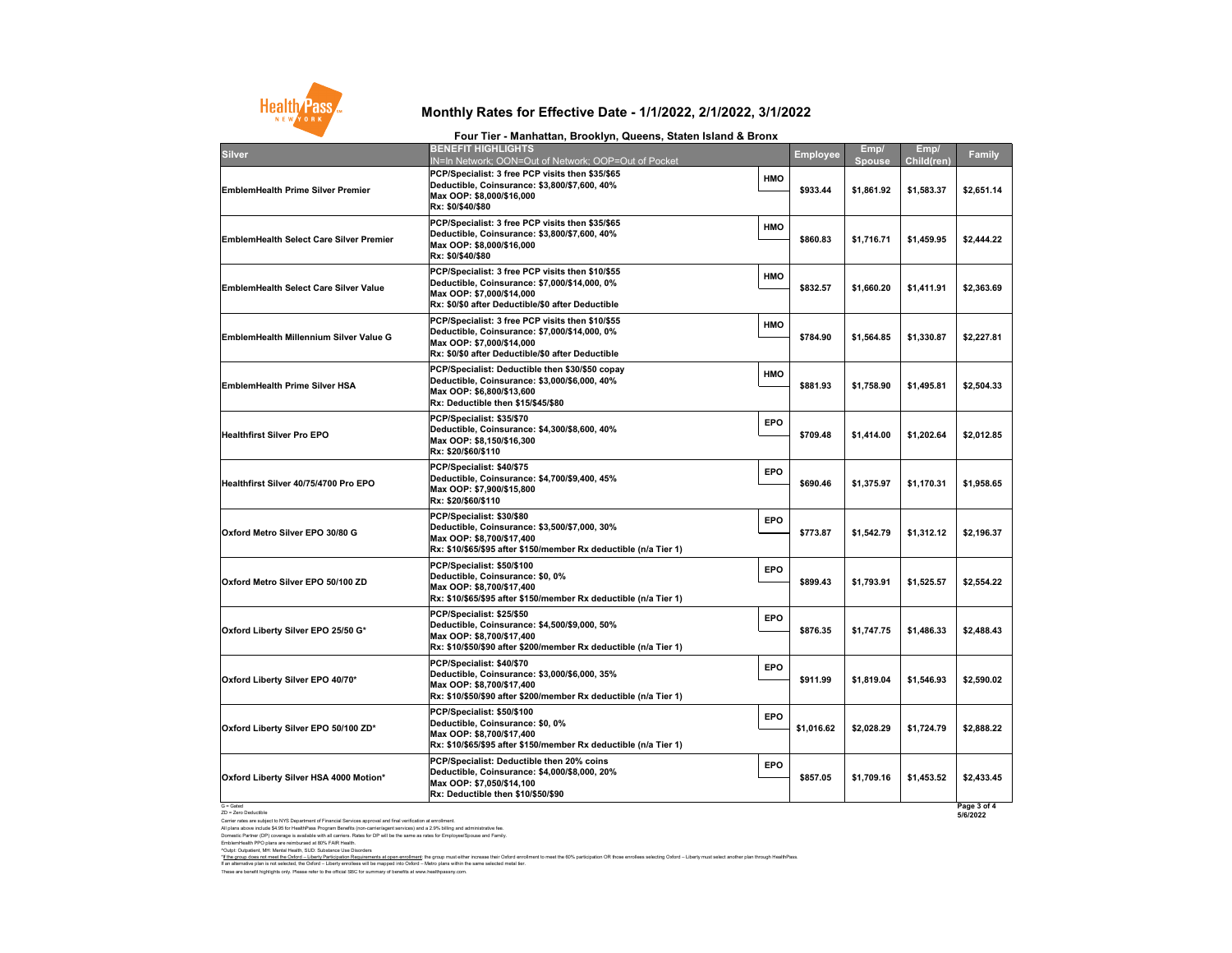# Monthly Rates for Effective Date - 1/1/2022, 2/1/2022, 3/1/2022

## Four Tier - Manhattan, Brooklyn, Queens, Staten Island & Bronx

| Silver | BENEFIT HIGHLIGHTS<br>IN=In Network; OON=Out of Network; OOP=Out of Pocket | | Employee | Emp/ Spouse | Emp/ Child(ren) | Family |
|---|---|---|---|---|---|---|
| EmblemHealth Prime Silver Premier | PCP/Specialist: 3 free PCP visits then $35/$65<br>Deductible, Coinsurance: $3,800/$7,600, 40%<br>Max OOP: $8,000/$16,000<br>Rx: $0/$40/$80 | HMO | $933.44 | $1,861.92 | $1,583.37 | $2,651.14 |
| EmblemHealth Select Care Silver Premier | PCP/Specialist: 3 free PCP visits then $35/$65<br>Deductible, Coinsurance: $3,800/$7,600, 40%<br>Max OOP: $8,000/$16,000<br>Rx: $0/$40/$80 | HMO | $860.83 | $1,716.71 | $1,459.95 | $2,444.22 |
| EmblemHealth Select Care Silver Value | PCP/Specialist: 3 free PCP visits then $10/$55<br>Deductible, Coinsurance: $7,000/$14,000, 0%<br>Max OOP: $7,000/$14,000<br>Rx: $0/$0 after Deductible/$0 after Deductible | HMO | $832.57 | $1,660.20 | $1,411.91 | $2,363.69 |
| EmblemHealth Millennium Silver Value G | PCP/Specialist: 3 free PCP visits then $10/$55<br>Deductible, Coinsurance: $7,000/$14,000, 0%<br>Max OOP: $7,000/$14,000<br>Rx: $0/$0 after Deductible/$0 after Deductible | HMO | $784.90 | $1,564.85 | $1,330.87 | $2,227.81 |
| EmblemHealth Prime Silver HSA | PCP/Specialist: Deductible then $30/$50 copay<br>Deductible, Coinsurance: $3,000/$6,000, 40%<br>Max OOP: $6,800/$13,600<br>Rx: Deductible then $15/$45/$80 | HMO | $881.93 | $1,758.90 | $1,495.81 | $2,504.33 |
| Healthfirst Silver Pro EPO | PCP/Specialist: $35/$70<br>Deductible, Coinsurance: $4,300/$8,600, 40%<br>Max OOP: $8,150/$16,300<br>Rx: $20/$60/$110 | EPO | $709.48 | $1,414.00 | $1,202.64 | $2,012.85 |
| Healthfirst Silver 40/75/4700 Pro EPO | PCP/Specialist: $40/$75<br>Deductible, Coinsurance: $4,700/$9,400, 45%<br>Max OOP: $7,900/$15,800<br>Rx: $20/$60/$110 | EPO | $690.46 | $1,375.97 | $1,170.31 | $1,958.65 |
| Oxford Metro Silver EPO 30/80 G | PCP/Specialist: $30/$80<br>Deductible, Coinsurance: $3,500/$7,000, 30%<br>Max OOP: $8,700/$17,400<br>Rx: $10/$65/$95 after $150/member Rx deductible (n/a Tier 1) | EPO | $773.87 | $1,542.79 | $1,312.12 | $2,196.37 |
| Oxford Metro Silver EPO 50/100 ZD | PCP/Specialist: $50/$100<br>Deductible, Coinsurance: $0, 0%<br>Max OOP: $8,700/$17,400<br>Rx: $10/$65/$95 after $150/member Rx deductible (n/a Tier 1) | EPO | $899.43 | $1,793.91 | $1,525.57 | $2,554.22 |
| Oxford Liberty Silver EPO 25/50 G* | PCP/Specialist: $25/$50<br>Deductible, Coinsurance: $4,500/$9,000, 50%<br>Max OOP: $8,700/$17,400<br>Rx: $10/$50/$90 after $200/member Rx deductible (n/a Tier 1) | EPO | $876.35 | $1,747.75 | $1,486.33 | $2,488.43 |
| Oxford Liberty Silver EPO 40/70* | PCP/Specialist: $40/$70<br>Deductible, Coinsurance: $3,000/$6,000, 35%<br>Max OOP: $8,700/$17,400<br>Rx: $10/$50/$90 after $200/member Rx deductible (n/a Tier 1) | EPO | $911.99 | $1,819.04 | $1,546.93 | $2,590.02 |
| Oxford Liberty Silver EPO 50/100 ZD* | PCP/Specialist: $50/$100<br>Deductible, Coinsurance: $0, 0%<br>Max OOP: $8,700/$17,400<br>Rx: $10/$65/$95 after $150/member Rx deductible (n/a Tier 1) | EPO | $1,016.62 | $2,028.29 | $1,724.79 | $2,888.22 |
| Oxford Liberty Silver HSA 4000 Motion* | PCP/Specialist: Deductible then 20% coins<br>Deductible, Coinsurance: $4,000/$8,000, 20%<br>Max OOP: $7,050/$14,100<br>Rx: Deductible then $10/$50/$90 | EPO | $857.05 | $1,709.16 | $1,453.52 | $2,433.45 |

G = Gated
ZD = Zero Deductible
Carrier rates are subject to NYS Department of Financial Services approval and final verification at enrollment.
All plans above include $4.95 for HealthPass Program Benefits (non-carrier/agent services) and a 2.9% billing and administrative fee.
Domestic Partner (DP) coverage is available with all carriers. Rates for DP will be the same as rates for Employee/Spouse and Family.
EmblemHealth PPO plans are reimbursed at 80% FAIR Health.
^Outpt: Outpatient, MH: Mental Health, SUD: Substance Use Disorders
*If the group does not meet the Oxford – Liberty Participation Requirements at open enrollment: the group must either increase their Oxford enrollment to meet the 60% participation OR those enrollees selecting Oxford – Liberty must select another plan through HealthPass.
If an alternative plan is not selected, the Oxford – Liberty enrollees will be mapped into Oxford – Metro plans within the same selected metal tier.
These are benefit highlights only. Please refer to the official SBC for summary of benefits at www.healthpassny.com.

5/6/2022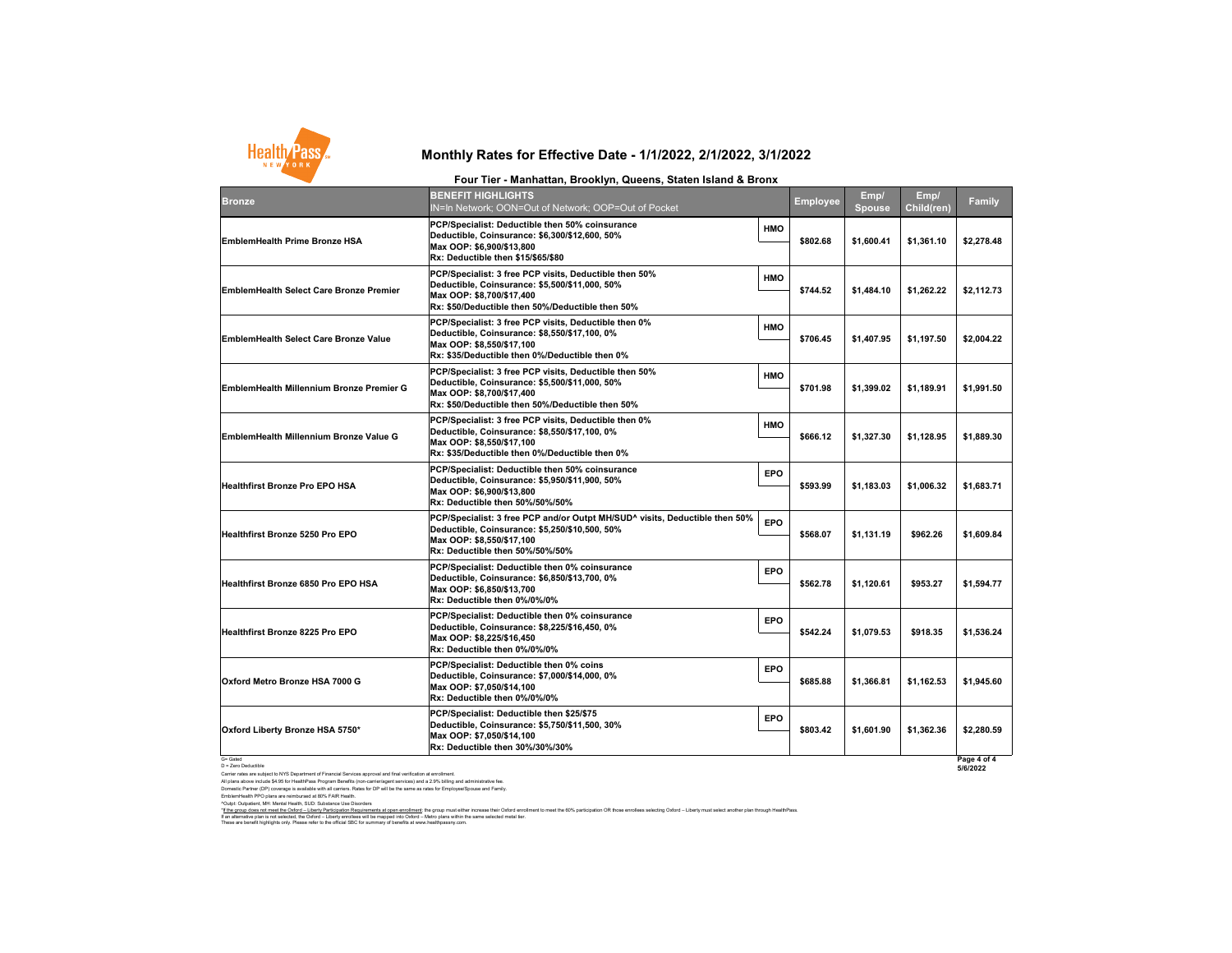# Monthly Rates for Effective Date - 1/1/2022, 2/1/2022, 3/1/2022

## Four Tier - Manhattan, Brooklyn, Queens, Staten Island & Bronx

| Bronze | BENEFIT HIGHLIGHTS<br>IN=In Network; OON=Out of Network; OOP=Out of Pocket | | Employee | Emp/ Spouse | Emp/ Child(ren) | Family |
|---|---|---|---|---|---|---|
| EmblemHealth Prime Bronze HSA | PCP/Specialist: Deductible then 50% coinsurance<br>Deductible, Coinsurance: $6,300/$12,600, 50%<br>Max OOP: $6,900/$13,800<br>Rx: Deductible then $15/$65/$80 | HMO | $802.68 | $1,600.41 | $1,361.10 | $2,278.48 |
| EmblemHealth Select Care Bronze Premier | PCP/Specialist: 3 free PCP visits, Deductible then 50%<br>Deductible, Coinsurance: $5,500/$11,000, 50%<br>Max OOP: $8,700/$17,400<br>Rx: $50/Deductible then 50%/Deductible then 50% | HMO | $744.52 | $1,484.10 | $1,262.22 | $2,112.73 |
| EmblemHealth Select Care Bronze Value | PCP/Specialist: 3 free PCP visits, Deductible then 0%<br>Deductible, Coinsurance: $8,550/$17,100, 0%<br>Max OOP: $8,550/$17,100<br>Rx: $35/Deductible then 0%/Deductible then 0% | HMO | $706.45 | $1,407.95 | $1,197.50 | $2,004.22 |
| EmblemHealth Millennium Bronze Premier G | PCP/Specialist: 3 free PCP visits, Deductible then 50%<br>Deductible, Coinsurance: $5,500/$11,000, 50%<br>Max OOP: $8,700/$17,400<br>Rx: $50/Deductible then 50%/Deductible then 50% | HMO | $701.98 | $1,399.02 | $1,189.91 | $1,991.50 |
| EmblemHealth Millennium Bronze Value G | PCP/Specialist: 3 free PCP visits, Deductible then 0%<br>Deductible, Coinsurance: $8,550/$17,100, 0%<br>Max OOP: $8,550/$17,100<br>Rx: $35/Deductible then 0%/Deductible then 0% | HMO | $666.12 | $1,327.30 | $1,128.95 | $1,889.30 |
| Healthfirst Bronze Pro EPO HSA | PCP/Specialist: Deductible then 50% coinsurance<br>Deductible, Coinsurance: $5,950/$11,900, 50%<br>Max OOP: $6,900/$13,800<br>Rx: Deductible then 50%/50%/50% | EPO | $593.99 | $1,183.03 | $1,006.32 | $1,683.71 |
| Healthfirst Bronze 5250 Pro EPO | PCP/Specialist: 3 free PCP and/or Outpt MH/SUD^ visits, Deductible then 50%<br>Deductible, Coinsurance: $5,250/$10,500, 50%<br>Max OOP: $8,550/$17,100<br>Rx: Deductible then 50%/50%/50% | EPO | $568.07 | $1,131.19 | $962.26 | $1,609.84 |
| Healthfirst Bronze 6850 Pro EPO HSA | PCP/Specialist: Deductible then 0% coinsurance<br>Deductible, Coinsurance: $6,850/$13,700, 0%<br>Max OOP: $6,850/$13,700<br>Rx: Deductible then 0%/0%/0% | EPO | $562.78 | $1,120.61 | $953.27 | $1,594.77 |
| Healthfirst Bronze 8225 Pro EPO | PCP/Specialist: Deductible then 0% coinsurance<br>Deductible, Coinsurance: $8,225/$16,450, 0%<br>Max OOP: $8,225/$16,450<br>Rx: Deductible then 0%/0%/0% | EPO | $542.24 | $1,079.53 | $918.35 | $1,536.24 |
| Oxford Metro Bronze HSA 7000 G | PCP/Specialist: Deductible then 0% coins<br>Deductible, Coinsurance: $7,000/$14,000, 0%<br>Max OOP: $7,050/$14,100<br>Rx: Deductible then 0%/0%/0% | EPO | $685.88 | $1,366.81 | $1,162.53 | $1,945.60 |
| Oxford Liberty Bronze HSA 5750* | PCP/Specialist: Deductible then $25/$75<br>Deductible, Coinsurance: $5,750/$11,500, 30%<br>Max OOP: $7,050/$14,100<br>Rx: Deductible then 30%/30%/30% | EPO | $803.42 | $1,601.90 | $1,362.36 | $2,280.59 |

G= Gated
D = Zero Deductible
Carrier rates are subject to NYS Department of Financial Services approval and final verification at enrollment.
All plans above include $4.95 for HealthPass Program Benefits (non-carrier/agent services) and a 2.9% billing and administrative fee.
Domestic Partner (DP) coverage is available with all carriers. Rates for DP will be the same as rates for Employee/Spouse and Family.
EmblemHealth PPO plans are reimbursed at 80% FAIR Health.
^Outpt: Outpatient, MH: Mental Health, SUD: Substance Use Disorders
*If the group does not meet the Oxford – Liberty Participation Requirements at open enrollment: the group must either increase their Oxford enrollment to meet the 60% participation OR those enrollees selecting Oxford – Liberty must select another plan through HealthPass.
If an alternative plan is not selected, the Oxford – Liberty enrollees will be mapped into Oxford – Metro plans within the same selected metal tier.
These are benefit highlights only. Please refer to the official SBC for summary of benefits at www.healthpassny.com.

5/6/2022